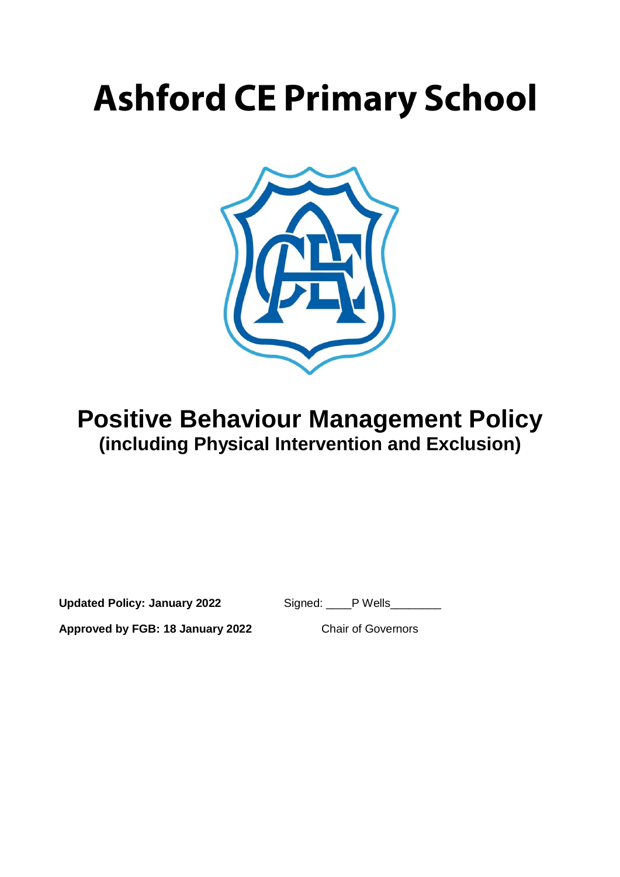# Ashford CE Primary School

## Positive Behaviour Management Policy
### (including Physical Intervention and Exclusion)

**Updated Policy: January 2022** Signed: ____P Wells________

**Approved by FGB: 18 January 2022** Chair of Governors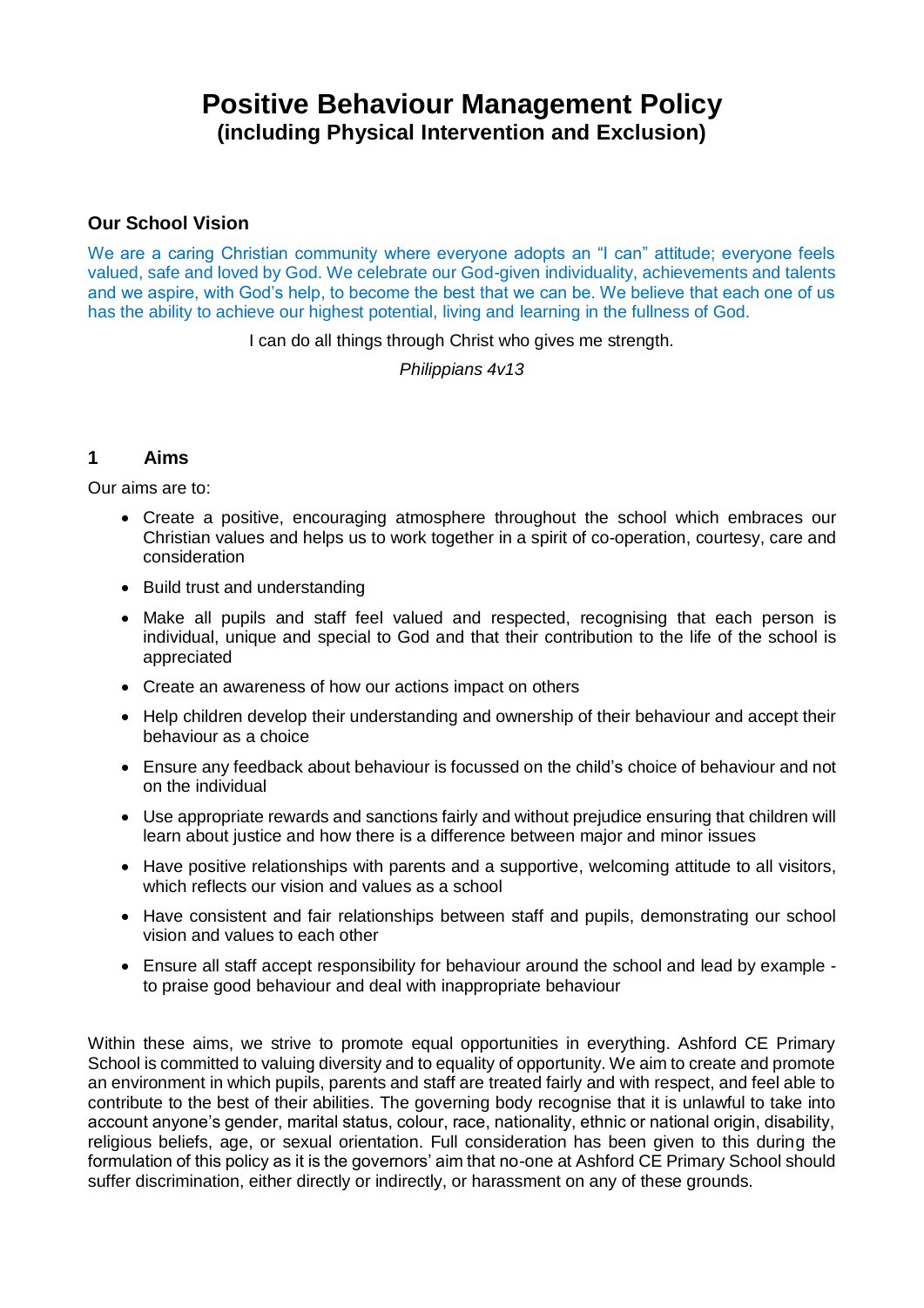# Positive Behaviour Management Policy
## (including Physical Intervention and Exclusion)

### Our School Vision

We are a caring Christian community where everyone adopts an "I can" attitude; everyone feels valued, safe and loved by God. We celebrate our God-given individuality, achievements and talents and we aspire, with God's help, to become the best that we can be. We believe that each one of us has the ability to achieve our highest potential, living and learning in the fullness of God.

I can do all things through Christ who gives me strength.

*Philippians 4v13*

### 1 Aims

Our aims are to:

- Create a positive, encouraging atmosphere throughout the school which embraces our Christian values and helps us to work together in a spirit of co-operation, courtesy, care and consideration
- Build trust and understanding
- Make all pupils and staff feel valued and respected, recognising that each person is individual, unique and special to God and that their contribution to the life of the school is appreciated
- Create an awareness of how our actions impact on others
- Help children develop their understanding and ownership of their behaviour and accept their behaviour as a choice
- Ensure any feedback about behaviour is focussed on the child's choice of behaviour and not on the individual
- Use appropriate rewards and sanctions fairly and without prejudice ensuring that children will learn about justice and how there is a difference between major and minor issues
- Have positive relationships with parents and a supportive, welcoming attitude to all visitors, which reflects our vision and values as a school
- Have consistent and fair relationships between staff and pupils, demonstrating our school vision and values to each other
- Ensure all staff accept responsibility for behaviour around the school and lead by example - to praise good behaviour and deal with inappropriate behaviour

Within these aims, we strive to promote equal opportunities in everything. Ashford CE Primary School is committed to valuing diversity and to equality of opportunity. We aim to create and promote an environment in which pupils, parents and staff are treated fairly and with respect, and feel able to contribute to the best of their abilities. The governing body recognise that it is unlawful to take into account anyone's gender, marital status, colour, race, nationality, ethnic or national origin, disability, religious beliefs, age, or sexual orientation. Full consideration has been given to this during the formulation of this policy as it is the governors' aim that no-one at Ashford CE Primary School should suffer discrimination, either directly or indirectly, or harassment on any of these grounds.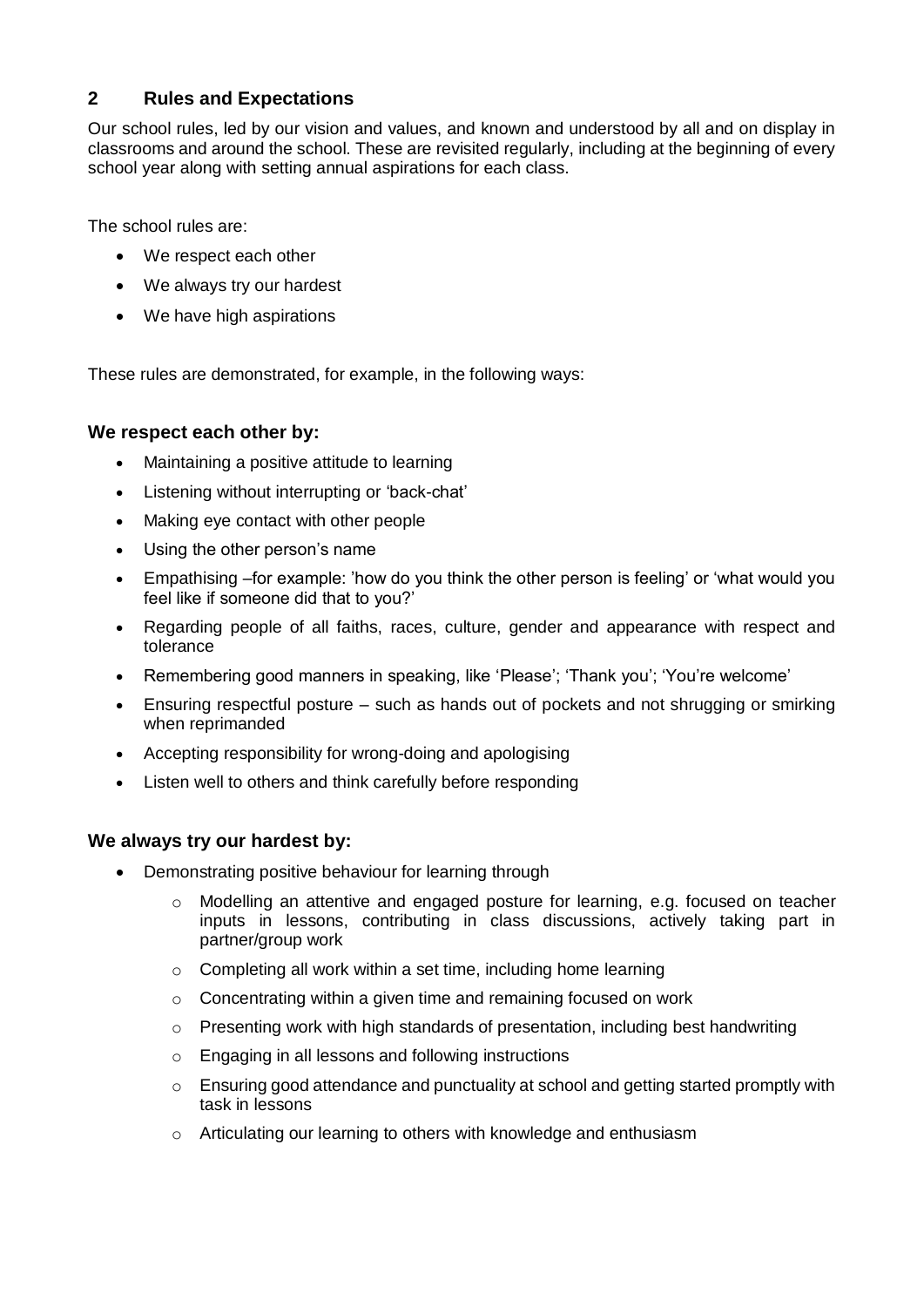## 2 Rules and Expectations

Our school rules, led by our vision and values, and known and understood by all and on display in classrooms and around the school. These are revisited regularly, including at the beginning of every school year along with setting annual aspirations for each class.

The school rules are:

- We respect each other
- We always try our hardest
- We have high aspirations

These rules are demonstrated, for example, in the following ways:

### We respect each other by:

- Maintaining a positive attitude to learning
- Listening without interrupting or 'back-chat'
- Making eye contact with other people
- Using the other person's name
- Empathising –for example: 'how do you think the other person is feeling' or 'what would you feel like if someone did that to you?'
- Regarding people of all faiths, races, culture, gender and appearance with respect and tolerance
- Remembering good manners in speaking, like 'Please'; 'Thank you'; 'You're welcome'
- Ensuring respectful posture – such as hands out of pockets and not shrugging or smirking when reprimanded
- Accepting responsibility for wrong-doing and apologising
- Listen well to others and think carefully before responding

### We always try our hardest by:

- Demonstrating positive behaviour for learning through
    - Modelling an attentive and engaged posture for learning, e.g. focused on teacher inputs in lessons, contributing in class discussions, actively taking part in partner/group work
    - Completing all work within a set time, including home learning
    - Concentrating within a given time and remaining focused on work
    - Presenting work with high standards of presentation, including best handwriting
    - Engaging in all lessons and following instructions
    - Ensuring good attendance and punctuality at school and getting started promptly with task in lessons
    - Articulating our learning to others with knowledge and enthusiasm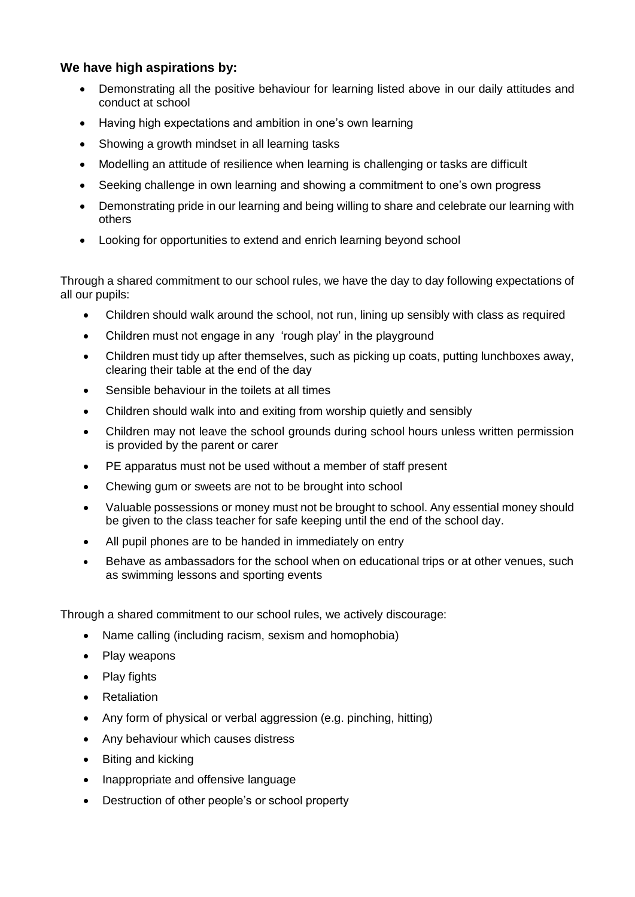### We have high aspirations by:

- Demonstrating all the positive behaviour for learning listed above in our daily attitudes and conduct at school
- Having high expectations and ambition in one's own learning
- Showing a growth mindset in all learning tasks
- Modelling an attitude of resilience when learning is challenging or tasks are difficult
- Seeking challenge in own learning and showing a commitment to one's own progress
- Demonstrating pride in our learning and being willing to share and celebrate our learning with others
- Looking for opportunities to extend and enrich learning beyond school

Through a shared commitment to our school rules, we have the day to day following expectations of all our pupils:

- Children should walk around the school, not run, lining up sensibly with class as required
- Children must not engage in any 'rough play' in the playground
- Children must tidy up after themselves, such as picking up coats, putting lunchboxes away, clearing their table at the end of the day
- Sensible behaviour in the toilets at all times
- Children should walk into and exiting from worship quietly and sensibly
- Children may not leave the school grounds during school hours unless written permission is provided by the parent or carer
- PE apparatus must not be used without a member of staff present
- Chewing gum or sweets are not to be brought into school
- Valuable possessions or money must not be brought to school. Any essential money should be given to the class teacher for safe keeping until the end of the school day.
- All pupil phones are to be handed in immediately on entry
- Behave as ambassadors for the school when on educational trips or at other venues, such as swimming lessons and sporting events

Through a shared commitment to our school rules, we actively discourage:

- Name calling (including racism, sexism and homophobia)
- Play weapons
- Play fights
- Retaliation
- Any form of physical or verbal aggression (e.g. pinching, hitting)
- Any behaviour which causes distress
- Biting and kicking
- Inappropriate and offensive language
- Destruction of other people's or school property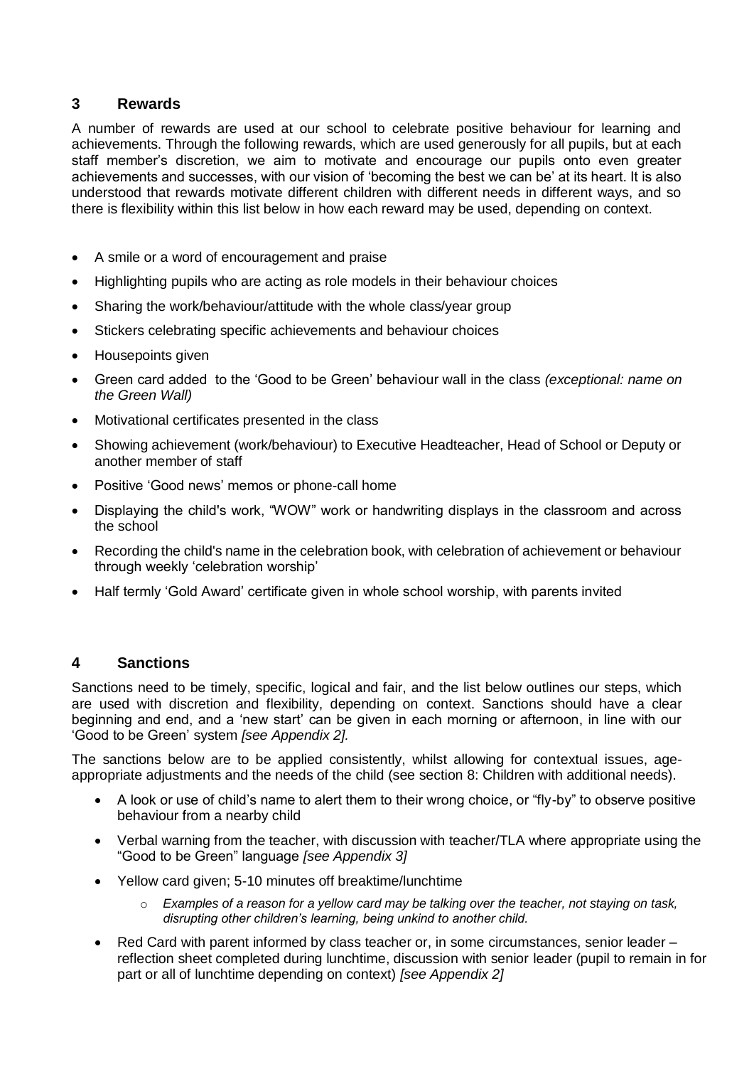## 3 Rewards

A number of rewards are used at our school to celebrate positive behaviour for learning and achievements. Through the following rewards, which are used generously for all pupils, but at each staff member's discretion, we aim to motivate and encourage our pupils onto even greater achievements and successes, with our vision of 'becoming the best we can be' at its heart. It is also understood that rewards motivate different children with different needs in different ways, and so there is flexibility within this list below in how each reward may be used, depending on context.

- A smile or a word of encouragement and praise
- Highlighting pupils who are acting as role models in their behaviour choices
- Sharing the work/behaviour/attitude with the whole class/year group
- Stickers celebrating specific achievements and behaviour choices
- Housepoints given
- Green card added to the 'Good to be Green' behaviour wall in the class *(exceptional: name on the Green Wall)*
- Motivational certificates presented in the class
- Showing achievement (work/behaviour) to Executive Headteacher, Head of School or Deputy or another member of staff
- Positive 'Good news' memos or phone-call home
- Displaying the child's work, "WOW" work or handwriting displays in the classroom and across the school
- Recording the child's name in the celebration book, with celebration of achievement or behaviour through weekly 'celebration worship'
- Half termly 'Gold Award' certificate given in whole school worship, with parents invited

## 4 Sanctions

Sanctions need to be timely, specific, logical and fair, and the list below outlines our steps, which are used with discretion and flexibility, depending on context. Sanctions should have a clear beginning and end, and a 'new start' can be given in each morning or afternoon, in line with our 'Good to be Green' system *[see Appendix 2].*

The sanctions below are to be applied consistently, whilst allowing for contextual issues, age-appropriate adjustments and the needs of the child (see section 8: Children with additional needs).

- A look or use of child's name to alert them to their wrong choice, or "fly-by" to observe positive behaviour from a nearby child
- Verbal warning from the teacher, with discussion with teacher/TLA where appropriate using the "Good to be Green" language *[see Appendix 3]*
- Yellow card given; 5-10 minutes off breaktime/lunchtime
    - *Examples of a reason for a yellow card may be talking over the teacher, not staying on task, disrupting other children's learning, being unkind to another child.*
- Red Card with parent informed by class teacher or, in some circumstances, senior leader – reflection sheet completed during lunchtime, discussion with senior leader (pupil to remain in for part or all of lunchtime depending on context) *[see Appendix 2]*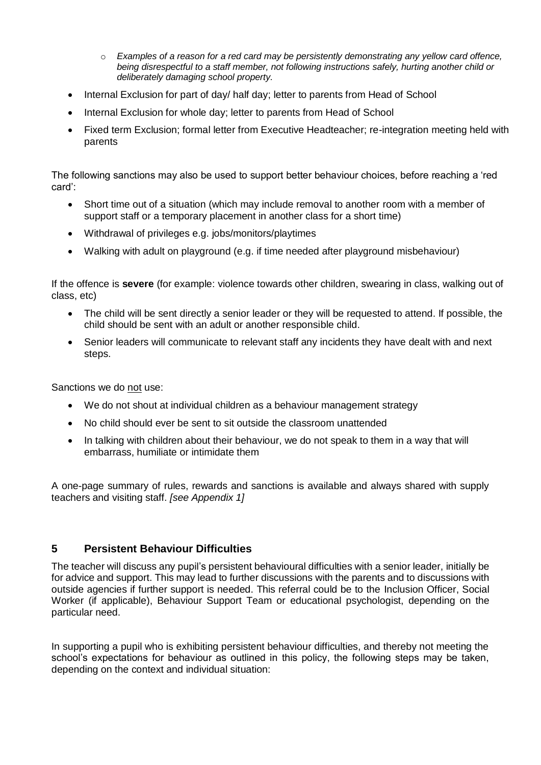- *Examples of a reason for a red card may be persistently demonstrating any yellow card offence, being disrespectful to a staff member, not following instructions safely, hurting another child or deliberately damaging school property.*
- Internal Exclusion for part of day/ half day; letter to parents from Head of School
- Internal Exclusion for whole day; letter to parents from Head of School
- Fixed term Exclusion; formal letter from Executive Headteacher; re-integration meeting held with parents

The following sanctions may also be used to support better behaviour choices, before reaching a 'red card':

- Short time out of a situation (which may include removal to another room with a member of support staff or a temporary placement in another class for a short time)
- Withdrawal of privileges e.g. jobs/monitors/playtimes
- Walking with adult on playground (e.g. if time needed after playground misbehaviour)

If the offence is **severe** (for example: violence towards other children, swearing in class, walking out of class, etc)

- The child will be sent directly a senior leader or they will be requested to attend. If possible, the child should be sent with an adult or another responsible child.
- Senior leaders will communicate to relevant staff any incidents they have dealt with and next steps.

Sanctions we do <u>not</u> use:

- We do not shout at individual children as a behaviour management strategy
- No child should ever be sent to sit outside the classroom unattended
- In talking with children about their behaviour, we do not speak to them in a way that will embarrass, humiliate or intimidate them

A one-page summary of rules, rewards and sanctions is available and always shared with supply teachers and visiting staff. *[see Appendix 1]*

## 5 Persistent Behaviour Difficulties

The teacher will discuss any pupil's persistent behavioural difficulties with a senior leader, initially be for advice and support. This may lead to further discussions with the parents and to discussions with outside agencies if further support is needed. This referral could be to the Inclusion Officer, Social Worker (if applicable), Behaviour Support Team or educational psychologist, depending on the particular need.

In supporting a pupil who is exhibiting persistent behaviour difficulties, and thereby not meeting the school's expectations for behaviour as outlined in this policy, the following steps may be taken, depending on the context and individual situation: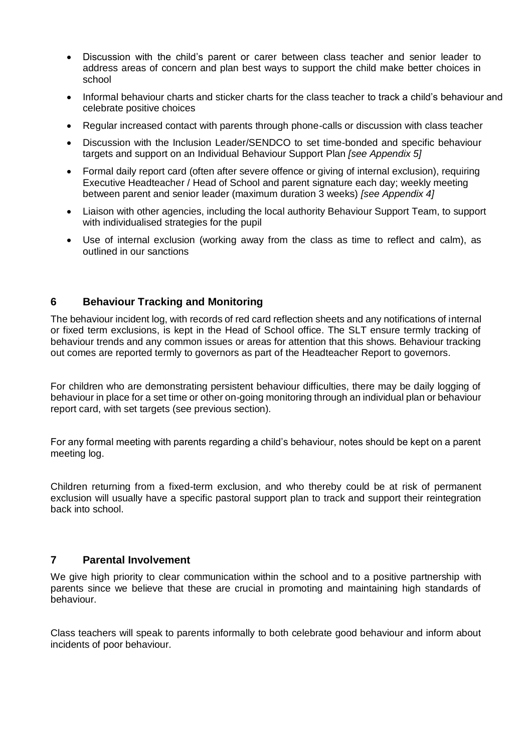- Discussion with the child's parent or carer between class teacher and senior leader to address areas of concern and plan best ways to support the child make better choices in school
- Informal behaviour charts and sticker charts for the class teacher to track a child's behaviour and celebrate positive choices
- Regular increased contact with parents through phone-calls or discussion with class teacher
- Discussion with the Inclusion Leader/SENDCO to set time-bonded and specific behaviour targets and support on an Individual Behaviour Support Plan *[see Appendix 5]*
- Formal daily report card (often after severe offence or giving of internal exclusion), requiring Executive Headteacher / Head of School and parent signature each day; weekly meeting between parent and senior leader (maximum duration 3 weeks) *[see Appendix 4]*
- Liaison with other agencies, including the local authority Behaviour Support Team, to support with individualised strategies for the pupil
- Use of internal exclusion (working away from the class as time to reflect and calm), as outlined in our sanctions

## 6 Behaviour Tracking and Monitoring

The behaviour incident log, with records of red card reflection sheets and any notifications of internal or fixed term exclusions, is kept in the Head of School office. The SLT ensure termly tracking of behaviour trends and any common issues or areas for attention that this shows. Behaviour tracking out comes are reported termly to governors as part of the Headteacher Report to governors.

For children who are demonstrating persistent behaviour difficulties, there may be daily logging of behaviour in place for a set time or other on-going monitoring through an individual plan or behaviour report card, with set targets (see previous section).

For any formal meeting with parents regarding a child's behaviour, notes should be kept on a parent meeting log.

Children returning from a fixed-term exclusion, and who thereby could be at risk of permanent exclusion will usually have a specific pastoral support plan to track and support their reintegration back into school.

## 7 Parental Involvement

We give high priority to clear communication within the school and to a positive partnership with parents since we believe that these are crucial in promoting and maintaining high standards of behaviour.

Class teachers will speak to parents informally to both celebrate good behaviour and inform about incidents of poor behaviour.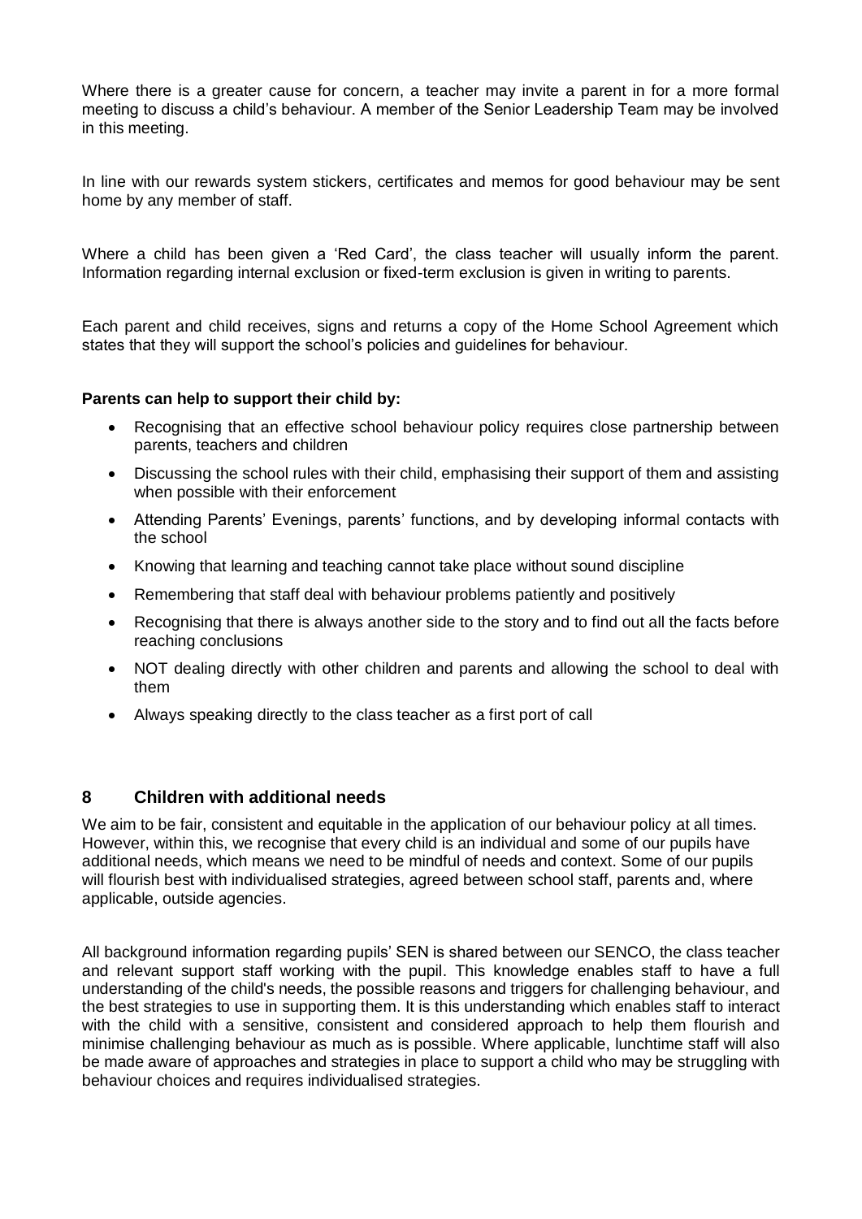Where there is a greater cause for concern, a teacher may invite a parent in for a more formal meeting to discuss a child's behaviour. A member of the Senior Leadership Team may be involved in this meeting.

In line with our rewards system stickers, certificates and memos for good behaviour may be sent home by any member of staff.

Where a child has been given a 'Red Card', the class teacher will usually inform the parent. Information regarding internal exclusion or fixed-term exclusion is given in writing to parents.

Each parent and child receives, signs and returns a copy of the Home School Agreement which states that they will support the school's policies and guidelines for behaviour.

**Parents can help to support their child by:**

- Recognising that an effective school behaviour policy requires close partnership between parents, teachers and children
- Discussing the school rules with their child, emphasising their support of them and assisting when possible with their enforcement
- Attending Parents' Evenings, parents' functions, and by developing informal contacts with the school
- Knowing that learning and teaching cannot take place without sound discipline
- Remembering that staff deal with behaviour problems patiently and positively
- Recognising that there is always another side to the story and to find out all the facts before reaching conclusions
- NOT dealing directly with other children and parents and allowing the school to deal with them
- Always speaking directly to the class teacher as a first port of call

## 8 Children with additional needs

We aim to be fair, consistent and equitable in the application of our behaviour policy at all times. However, within this, we recognise that every child is an individual and some of our pupils have additional needs, which means we need to be mindful of needs and context. Some of our pupils will flourish best with individualised strategies, agreed between school staff, parents and, where applicable, outside agencies.

All background information regarding pupils' SEN is shared between our SENCO, the class teacher and relevant support staff working with the pupil. This knowledge enables staff to have a full understanding of the child's needs, the possible reasons and triggers for challenging behaviour, and the best strategies to use in supporting them. It is this understanding which enables staff to interact with the child with a sensitive, consistent and considered approach to help them flourish and minimise challenging behaviour as much as is possible. Where applicable, lunchtime staff will also be made aware of approaches and strategies in place to support a child who may be struggling with behaviour choices and requires individualised strategies.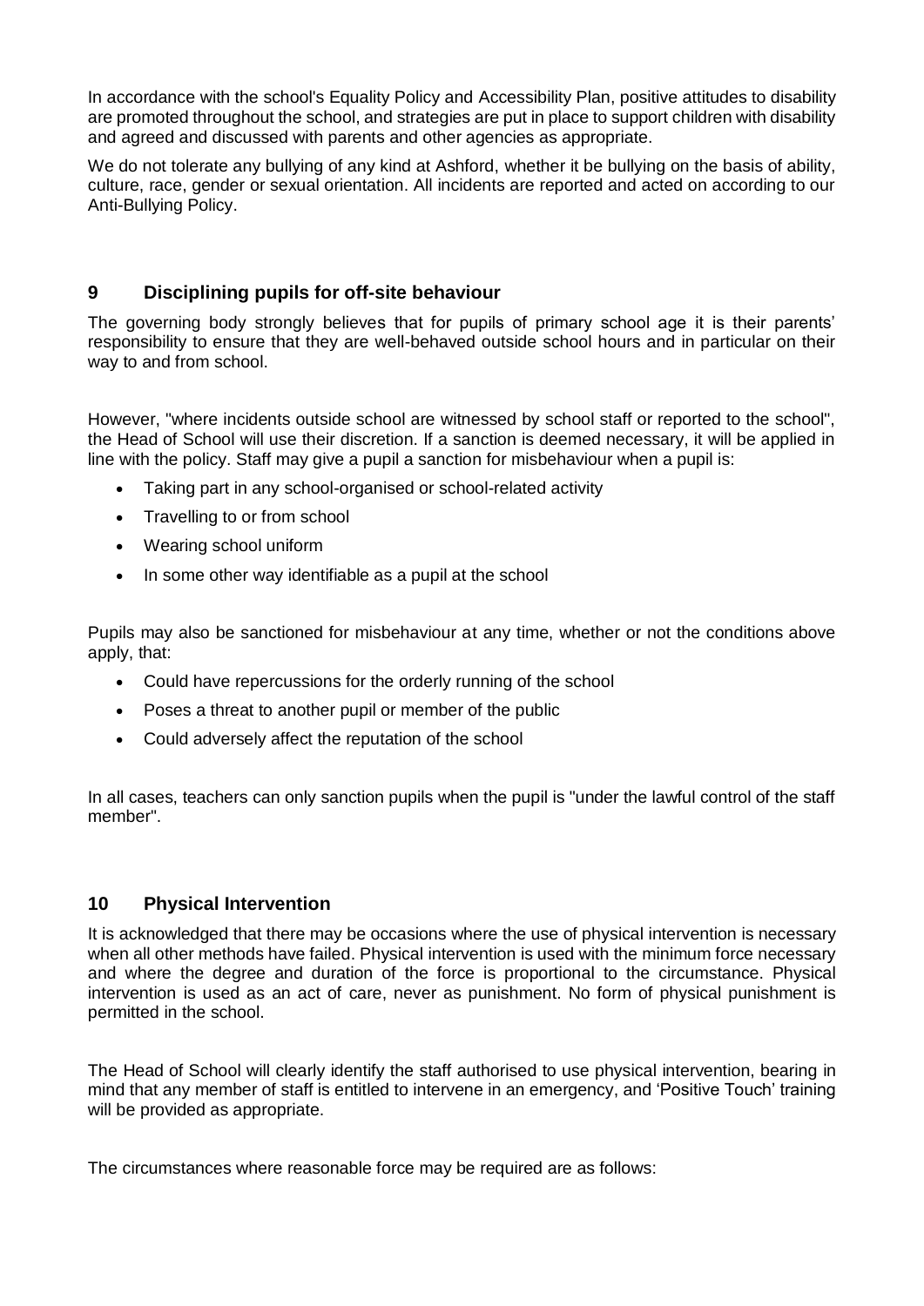In accordance with the school's Equality Policy and Accessibility Plan, positive attitudes to disability are promoted throughout the school, and strategies are put in place to support children with disability and agreed and discussed with parents and other agencies as appropriate.

We do not tolerate any bullying of any kind at Ashford, whether it be bullying on the basis of ability, culture, race, gender or sexual orientation. All incidents are reported and acted on according to our Anti-Bullying Policy.

## 9 Disciplining pupils for off-site behaviour

The governing body strongly believes that for pupils of primary school age it is their parents' responsibility to ensure that they are well-behaved outside school hours and in particular on their way to and from school.

However, "where incidents outside school are witnessed by school staff or reported to the school", the Head of School will use their discretion. If a sanction is deemed necessary, it will be applied in line with the policy. Staff may give a pupil a sanction for misbehaviour when a pupil is:

- Taking part in any school-organised or school-related activity
- Travelling to or from school
- Wearing school uniform
- In some other way identifiable as a pupil at the school

Pupils may also be sanctioned for misbehaviour at any time, whether or not the conditions above apply, that:

- Could have repercussions for the orderly running of the school
- Poses a threat to another pupil or member of the public
- Could adversely affect the reputation of the school

In all cases, teachers can only sanction pupils when the pupil is "under the lawful control of the staff member".

## 10 Physical Intervention

It is acknowledged that there may be occasions where the use of physical intervention is necessary when all other methods have failed. Physical intervention is used with the minimum force necessary and where the degree and duration of the force is proportional to the circumstance. Physical intervention is used as an act of care, never as punishment. No form of physical punishment is permitted in the school.

The Head of School will clearly identify the staff authorised to use physical intervention, bearing in mind that any member of staff is entitled to intervene in an emergency, and 'Positive Touch' training will be provided as appropriate.

The circumstances where reasonable force may be required are as follows: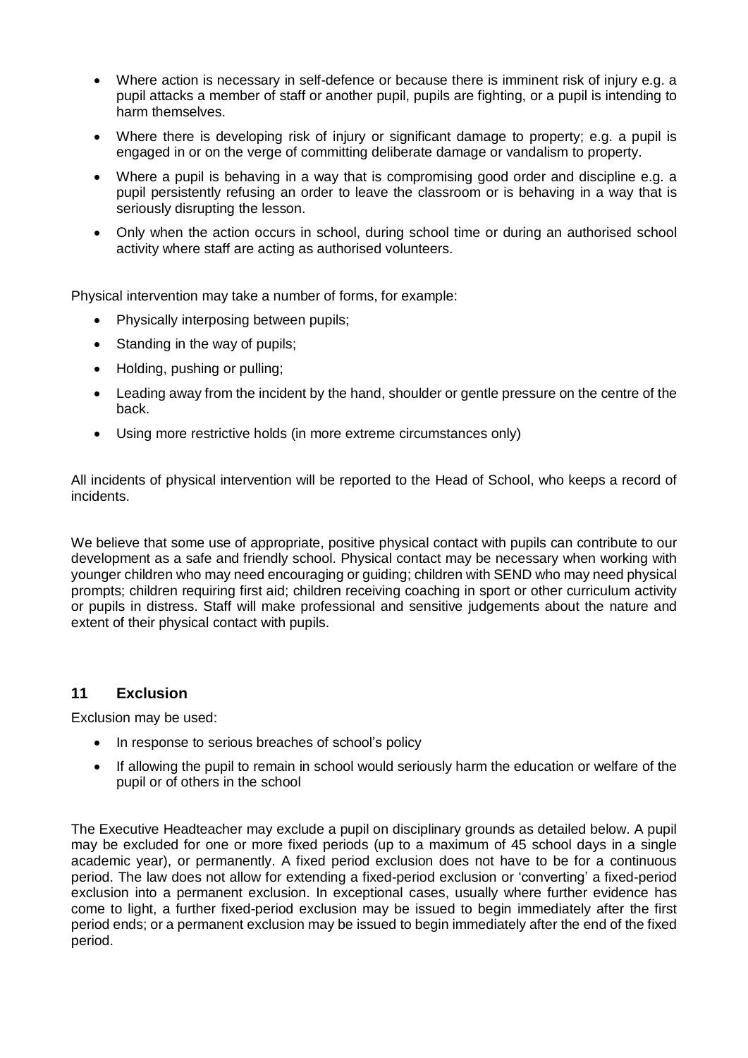- Where action is necessary in self-defence or because there is imminent risk of injury e.g. a pupil attacks a member of staff or another pupil, pupils are fighting, or a pupil is intending to harm themselves.
- Where there is developing risk of injury or significant damage to property; e.g. a pupil is engaged in or on the verge of committing deliberate damage or vandalism to property.
- Where a pupil is behaving in a way that is compromising good order and discipline e.g. a pupil persistently refusing an order to leave the classroom or is behaving in a way that is seriously disrupting the lesson.
- Only when the action occurs in school, during school time or during an authorised school activity where staff are acting as authorised volunteers.

Physical intervention may take a number of forms, for example:

- Physically interposing between pupils;
- Standing in the way of pupils;
- Holding, pushing or pulling;
- Leading away from the incident by the hand, shoulder or gentle pressure on the centre of the back.
- Using more restrictive holds (in more extreme circumstances only)

All incidents of physical intervention will be reported to the Head of School, who keeps a record of incidents.

We believe that some use of appropriate, positive physical contact with pupils can contribute to our development as a safe and friendly school. Physical contact may be necessary when working with younger children who may need encouraging or guiding; children with SEND who may need physical prompts; children requiring first aid; children receiving coaching in sport or other curriculum activity or pupils in distress. Staff will make professional and sensitive judgements about the nature and extent of their physical contact with pupils.

## 11 Exclusion

Exclusion may be used:

- In response to serious breaches of school's policy
- If allowing the pupil to remain in school would seriously harm the education or welfare of the pupil or of others in the school

The Executive Headteacher may exclude a pupil on disciplinary grounds as detailed below. A pupil may be excluded for one or more fixed periods (up to a maximum of 45 school days in a single academic year), or permanently. A fixed period exclusion does not have to be for a continuous period. The law does not allow for extending a fixed-period exclusion or 'converting' a fixed-period exclusion into a permanent exclusion. In exceptional cases, usually where further evidence has come to light, a further fixed-period exclusion may be issued to begin immediately after the first period ends; or a permanent exclusion may be issued to begin immediately after the end of the fixed period.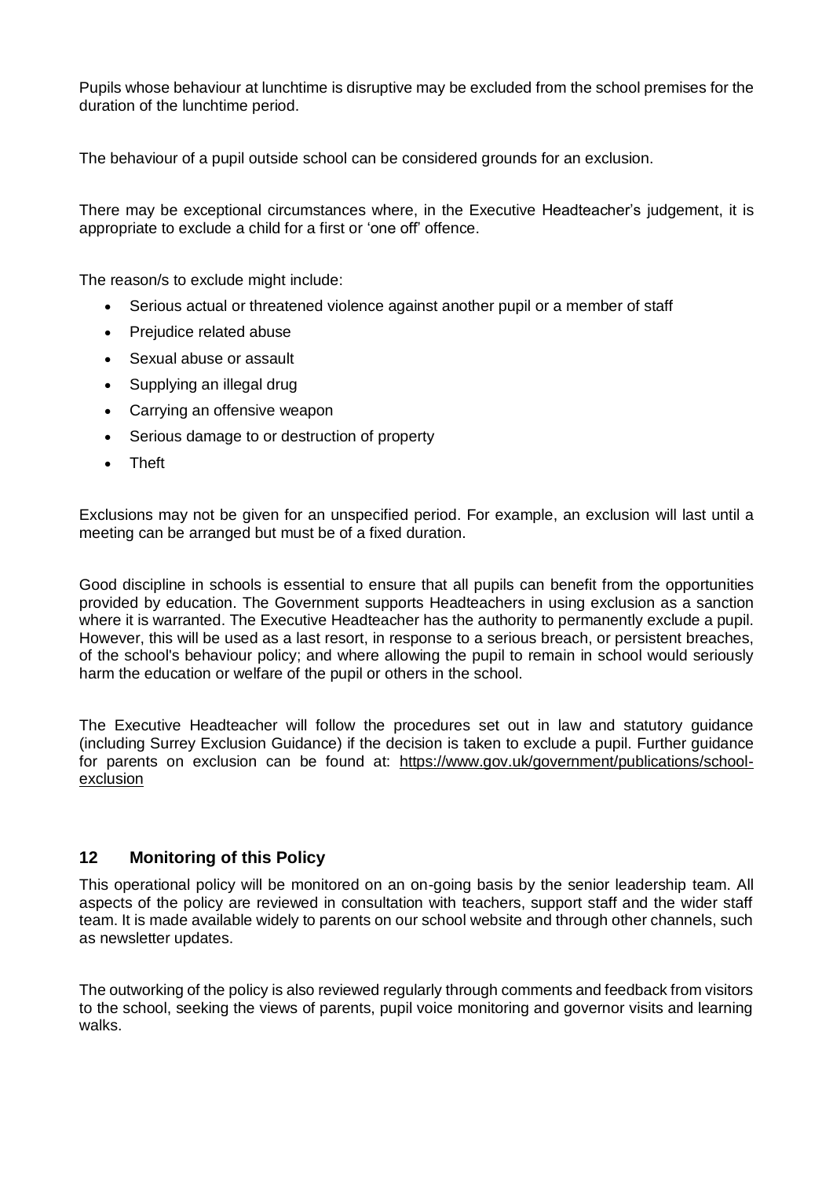Pupils whose behaviour at lunchtime is disruptive may be excluded from the school premises for the duration of the lunchtime period.

The behaviour of a pupil outside school can be considered grounds for an exclusion.

There may be exceptional circumstances where, in the Executive Headteacher's judgement, it is appropriate to exclude a child for a first or 'one off' offence.

The reason/s to exclude might include:

- Serious actual or threatened violence against another pupil or a member of staff
- Prejudice related abuse
- Sexual abuse or assault
- Supplying an illegal drug
- Carrying an offensive weapon
- Serious damage to or destruction of property
- Theft

Exclusions may not be given for an unspecified period. For example, an exclusion will last until a meeting can be arranged but must be of a fixed duration.

Good discipline in schools is essential to ensure that all pupils can benefit from the opportunities provided by education. The Government supports Headteachers in using exclusion as a sanction where it is warranted. The Executive Headteacher has the authority to permanently exclude a pupil. However, this will be used as a last resort, in response to a serious breach, or persistent breaches, of the school's behaviour policy; and where allowing the pupil to remain in school would seriously harm the education or welfare of the pupil or others in the school.

The Executive Headteacher will follow the procedures set out in law and statutory guidance (including Surrey Exclusion Guidance) if the decision is taken to exclude a pupil. Further guidance for parents on exclusion can be found at: https://www.gov.uk/government/publications/school-exclusion

## 12 Monitoring of this Policy

This operational policy will be monitored on an on-going basis by the senior leadership team. All aspects of the policy are reviewed in consultation with teachers, support staff and the wider staff team. It is made available widely to parents on our school website and through other channels, such as newsletter updates.

The outworking of the policy is also reviewed regularly through comments and feedback from visitors to the school, seeking the views of parents, pupil voice monitoring and governor visits and learning walks.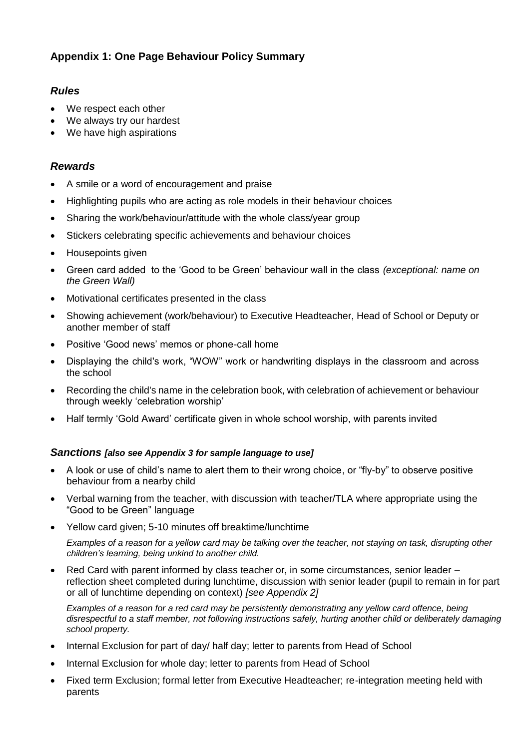## Appendix 1: One Page Behaviour Policy Summary

### *Rules*

- We respect each other
- We always try our hardest
- We have high aspirations

### *Rewards*

- A smile or a word of encouragement and praise
- Highlighting pupils who are acting as role models in their behaviour choices
- Sharing the work/behaviour/attitude with the whole class/year group
- Stickers celebrating specific achievements and behaviour choices
- Housepoints given
- Green card added to the 'Good to be Green' behaviour wall in the class *(exceptional: name on the Green Wall)*
- Motivational certificates presented in the class
- Showing achievement (work/behaviour) to Executive Headteacher, Head of School or Deputy or another member of staff
- Positive 'Good news' memos or phone-call home
- Displaying the child's work, "WOW" work or handwriting displays in the classroom and across the school
- Recording the child's name in the celebration book, with celebration of achievement or behaviour through weekly 'celebration worship'
- Half termly 'Gold Award' certificate given in whole school worship, with parents invited

### *Sanctions* ***[also see Appendix 3 for sample language to use]***

- A look or use of child's name to alert them to their wrong choice, or "fly-by" to observe positive behaviour from a nearby child
- Verbal warning from the teacher, with discussion with teacher/TLA where appropriate using the "Good to be Green" language
- Yellow card given; 5-10 minutes off breaktime/lunchtime

  *Examples of a reason for a yellow card may be talking over the teacher, not staying on task, disrupting other children's learning, being unkind to another child.*

- Red Card with parent informed by class teacher or, in some circumstances, senior leader – reflection sheet completed during lunchtime, discussion with senior leader (pupil to remain in for part or all of lunchtime depending on context) *[see Appendix 2]*

  *Examples of a reason for a red card may be persistently demonstrating any yellow card offence, being disrespectful to a staff member, not following instructions safely, hurting another child or deliberately damaging school property.*

- Internal Exclusion for part of day/ half day; letter to parents from Head of School
- Internal Exclusion for whole day; letter to parents from Head of School
- Fixed term Exclusion; formal letter from Executive Headteacher; re-integration meeting held with parents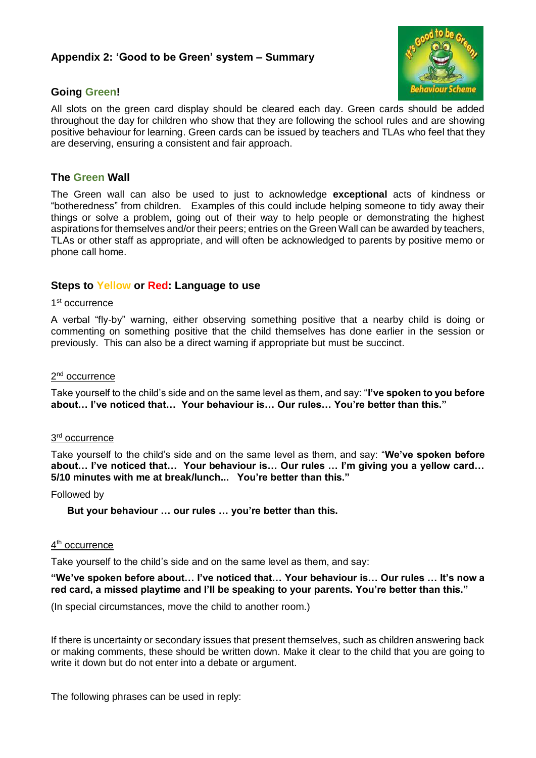## Appendix 2: 'Good to be Green' system – Summary

### Going Green!

All slots on the green card display should be cleared each day. Green cards should be added throughout the day for children who show that they are following the school rules and are showing positive behaviour for learning. Green cards can be issued by teachers and TLAs who feel that they are deserving, ensuring a consistent and fair approach.

### The Green Wall

The Green wall can also be used to just to acknowledge **exceptional** acts of kindness or "botheredness" from children. Examples of this could include helping someone to tidy away their things or solve a problem, going out of their way to help people or demonstrating the highest aspirations for themselves and/or their peers; entries on the Green Wall can be awarded by teachers, TLAs or other staff as appropriate, and will often be acknowledged to parents by positive memo or phone call home.

### Steps to Yellow or Red: Language to use

<u>1st occurrence</u>

A verbal "fly-by" warning, either observing something positive that a nearby child is doing or commenting on something positive that the child themselves has done earlier in the session or previously. This can also be a direct warning if appropriate but must be succinct.

<u>2nd occurrence</u>

Take yourself to the child's side and on the same level as them, and say: "**I've spoken to you before about… I've noticed that… Your behaviour is… Our rules… You're better than this."**

<u>3rd occurrence</u>

Take yourself to the child's side and on the same level as them, and say: "**We've spoken before about… I've noticed that… Your behaviour is… Our rules … I'm giving you a yellow card… 5/10 minutes with me at break/lunch... You're better than this."**

Followed by

**But your behaviour … our rules … you're better than this.**

<u>4th occurrence</u>

Take yourself to the child's side and on the same level as them, and say:

**"We've spoken before about… I've noticed that… Your behaviour is… Our rules … It's now a red card, a missed playtime and I'll be speaking to your parents. You're better than this."**

(In special circumstances, move the child to another room.)

If there is uncertainty or secondary issues that present themselves, such as children answering back or making comments, these should be written down. Make it clear to the child that you are going to write it down but do not enter into a debate or argument.

The following phrases can be used in reply: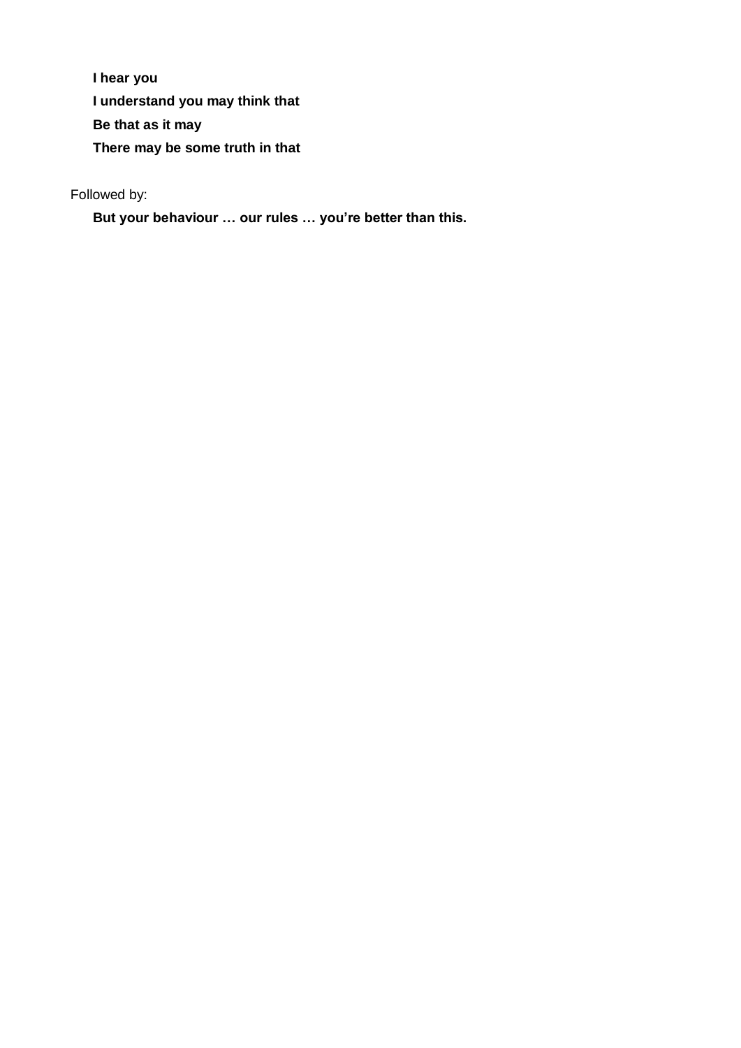**I hear you**

**I understand you may think that**

**Be that as it may**

**There may be some truth in that**

Followed by:

**But your behaviour … our rules … you're better than this.**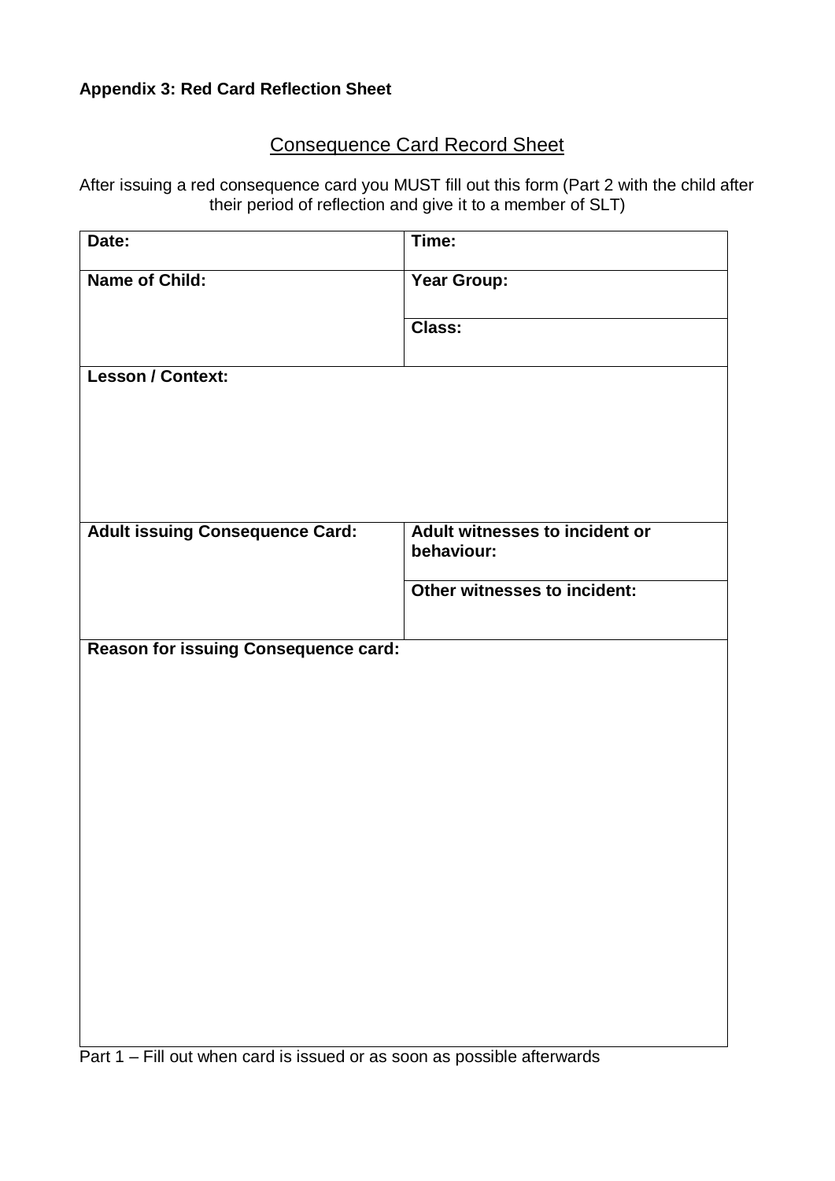**Appendix 3: Red Card Reflection Sheet**

## Consequence Card Record Sheet

After issuing a red consequence card you MUST fill out this form (Part 2 with the child after their period of reflection and give it to a member of SLT)

| **Date:** | **Time:** |
|---|---|
| **Name of Child:** | **Year Group:** |
| | **Class:** |
| **Lesson / Context:** | |
| **Adult issuing Consequence Card:** | **Adult witnesses to incident or behaviour:** |
| | **Other witnesses to incident:** |
| **Reason for issuing Consequence card:** | |

Part 1 – Fill out when card is issued or as soon as possible afterwards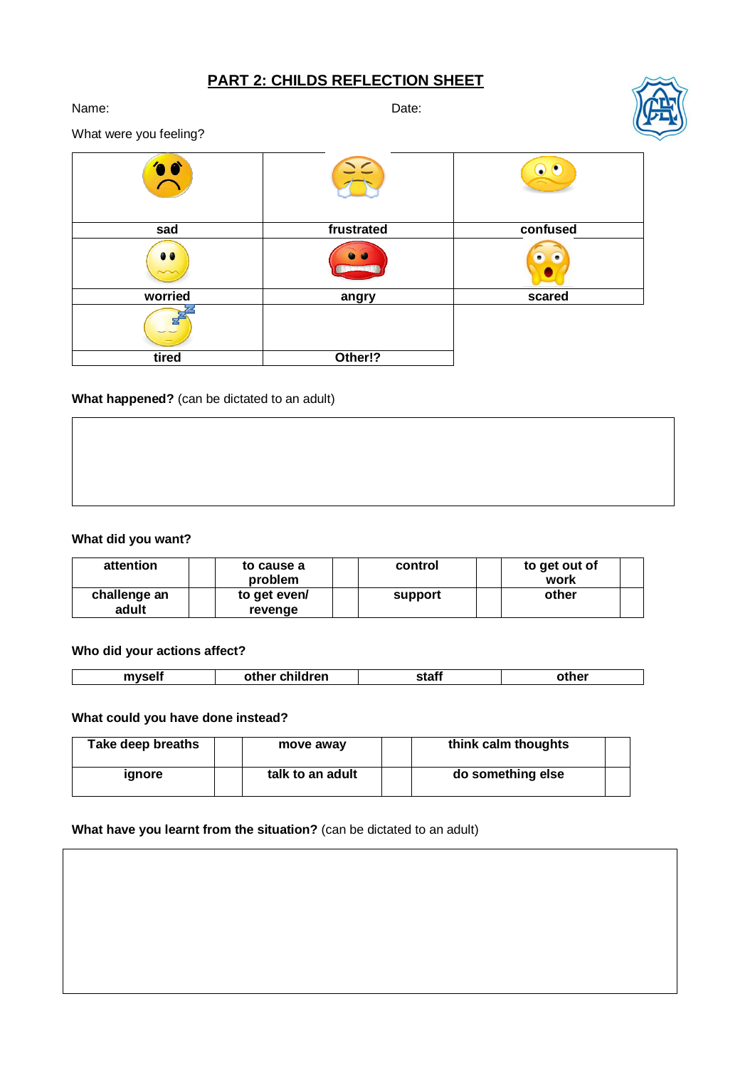## PART 2: CHILDS REFLECTION SHEET

Name: Date:

What were you feeling?

| | | |
|---|---|---|
| sad | frustrated | confused |
| worried | angry | scared |
| tired | Other!? | |

**What happened?** (can be dictated to an adult)

**What did you want?**

| | | | | | | | |
|---|---|---|---|---|---|---|---|
| attention | | to cause a problem | | control | | to get out of work | |
| challenge an adult | | to get even/ revenge | | support | | other | |

**Who did your actions affect?**

| | | | |
|---|---|---|---|
| myself | other children | staff | other |

**What could you have done instead?**

| | | | | | |
|---|---|---|---|---|---|
| Take deep breaths | | move away | | think calm thoughts | |
| ignore | | talk to an adult | | do something else | |

**What have you learnt from the situation?** (can be dictated to an adult)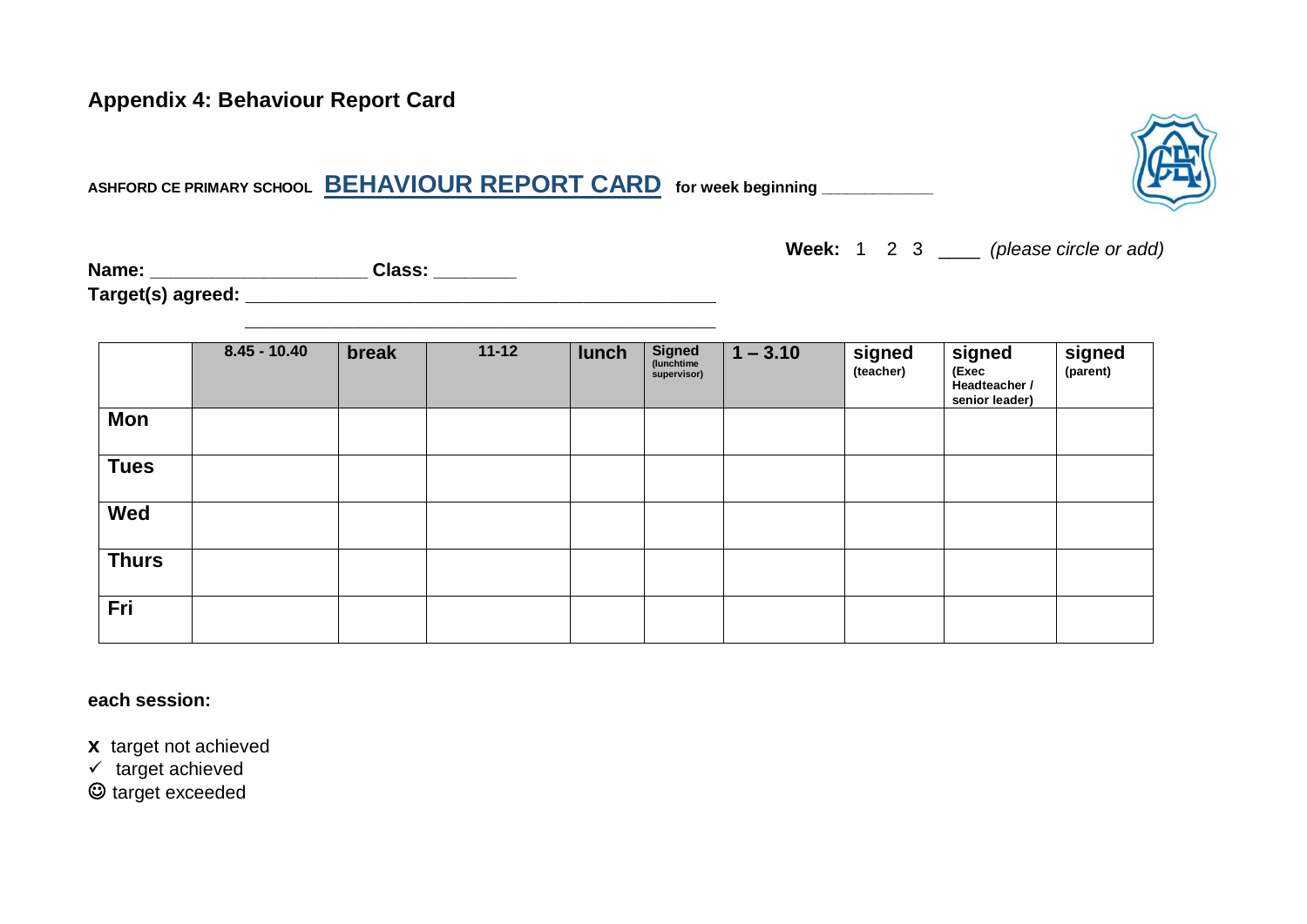## Appendix 4: Behaviour Report Card

**ASHFORD CE PRIMARY SCHOOL** **BEHAVIOUR REPORT CARD** **for week beginning ____________**

**Week:** 1 2 3 ____ *(please circle or add)*

**Name:** ____________________ **Class:** ________

**Target(s) agreed:** ______________________________________________

______________________________________________

| | 8.45 - 10.40 | break | 11-12 | lunch | Signed (lunchtime supervisor) | 1 – 3.10 | signed (teacher) | signed (Exec Headteacher / senior leader) | signed (parent) |
|---|---|---|---|---|---|---|---|---|---|
| **Mon** | | | | | | | | | |
| **Tues** | | | | | | | | | |
| **Wed** | | | | | | | | | |
| **Thurs** | | | | | | | | | |
| **Fri** | | | | | | | | | |

**each session:**

**x** target not achieved
✓ target achieved
☺ target exceeded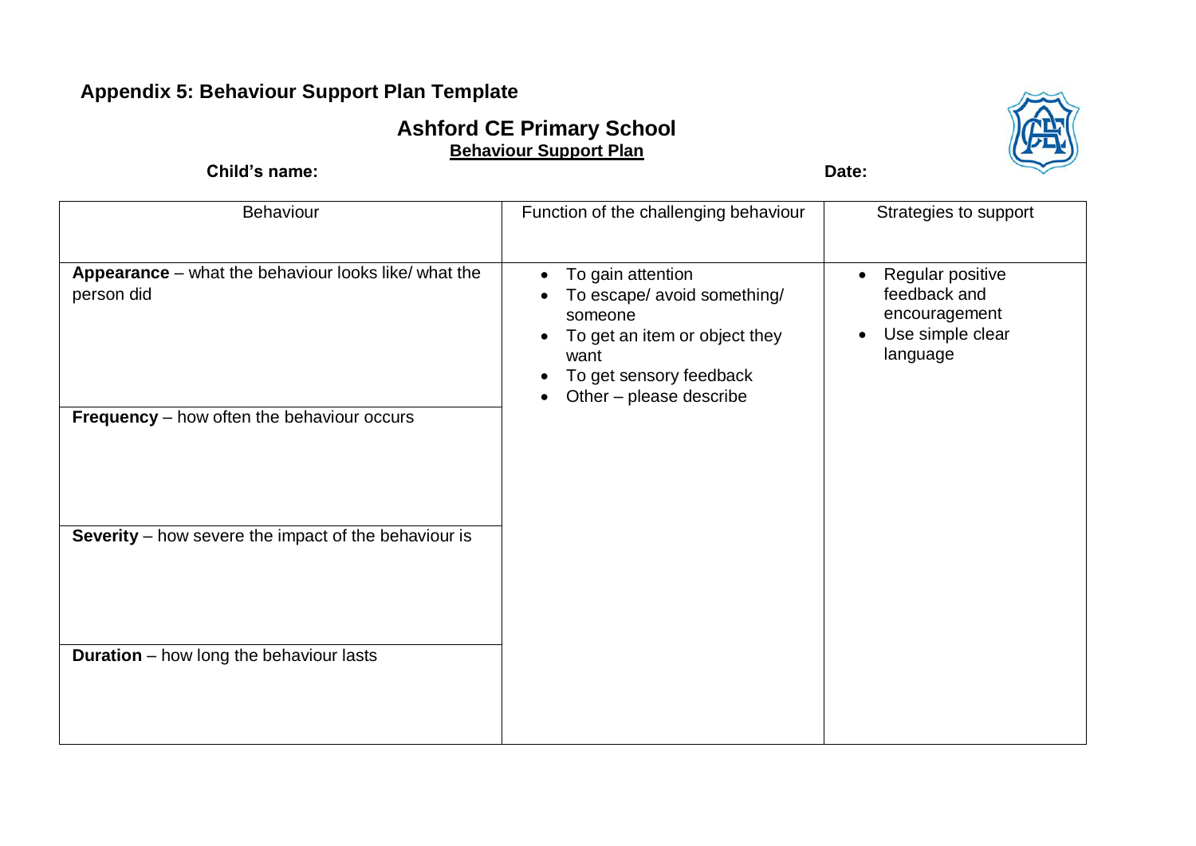## Appendix 5: Behaviour Support Plan Template

# Ashford CE Primary School

**Behaviour Support Plan**

**Child's name:** **Date:**

| Behaviour | Function of the challenging behaviour | Strategies to support |
|---|---|---|
| **Appearance** – what the behaviour looks like/ what the person did | • To gain attention<br>• To escape/ avoid something/ someone<br>• To get an item or object they want<br>• To get sensory feedback<br>• Other – please describe | • Regular positive feedback and encouragement<br>• Use simple clear language |
| **Frequency** – how often the behaviour occurs | | |
| **Severity** – how severe the impact of the behaviour is | | |
| **Duration** – how long the behaviour lasts | | |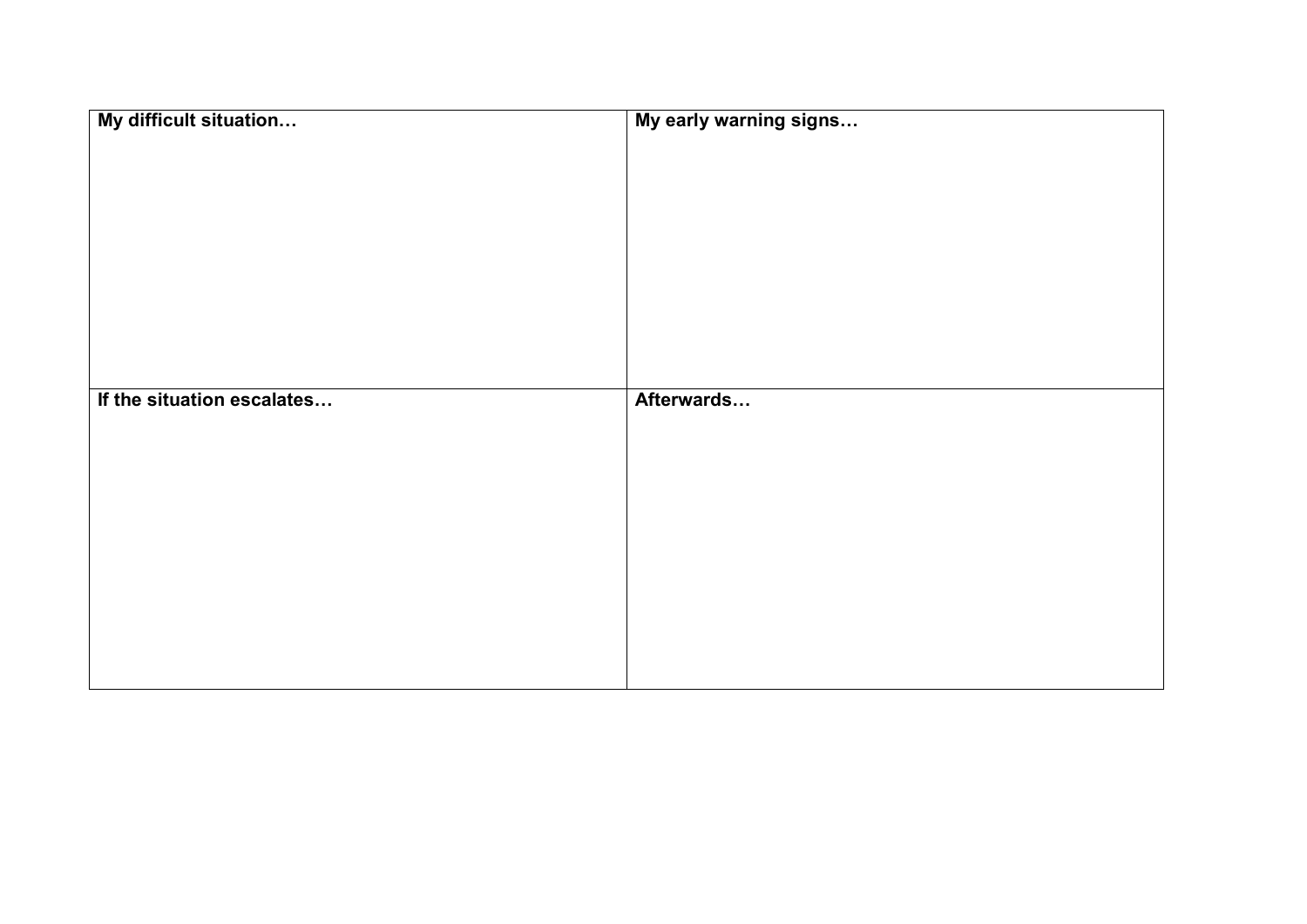| **My difficult situation…** | **My early warning signs…** |
| --- | --- |
| | |
| **If the situation escalates…** | **Afterwards…** |
| | |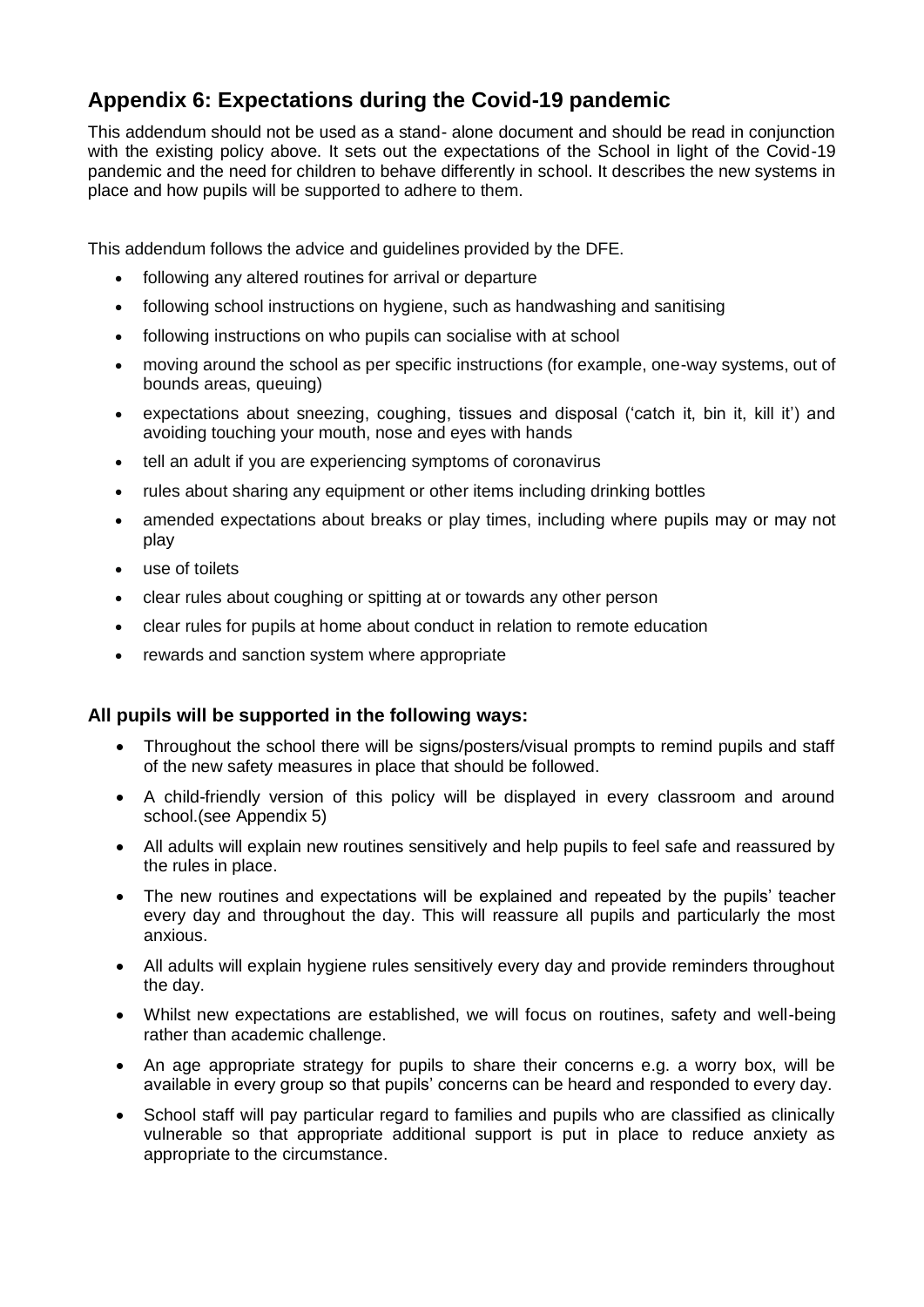## Appendix 6: Expectations during the Covid-19 pandemic

This addendum should not be used as a stand- alone document and should be read in conjunction with the existing policy above. It sets out the expectations of the School in light of the Covid-19 pandemic and the need for children to behave differently in school. It describes the new systems in place and how pupils will be supported to adhere to them.

This addendum follows the advice and guidelines provided by the DFE.

- following any altered routines for arrival or departure
- following school instructions on hygiene, such as handwashing and sanitising
- following instructions on who pupils can socialise with at school
- moving around the school as per specific instructions (for example, one-way systems, out of bounds areas, queuing)
- expectations about sneezing, coughing, tissues and disposal ('catch it, bin it, kill it') and avoiding touching your mouth, nose and eyes with hands
- tell an adult if you are experiencing symptoms of coronavirus
- rules about sharing any equipment or other items including drinking bottles
- amended expectations about breaks or play times, including where pupils may or may not play
- use of toilets
- clear rules about coughing or spitting at or towards any other person
- clear rules for pupils at home about conduct in relation to remote education
- rewards and sanction system where appropriate

### All pupils will be supported in the following ways:

- Throughout the school there will be signs/posters/visual prompts to remind pupils and staff of the new safety measures in place that should be followed.
- A child-friendly version of this policy will be displayed in every classroom and around school.(see Appendix 5)
- All adults will explain new routines sensitively and help pupils to feel safe and reassured by the rules in place.
- The new routines and expectations will be explained and repeated by the pupils' teacher every day and throughout the day. This will reassure all pupils and particularly the most anxious.
- All adults will explain hygiene rules sensitively every day and provide reminders throughout the day.
- Whilst new expectations are established, we will focus on routines, safety and well-being rather than academic challenge.
- An age appropriate strategy for pupils to share their concerns e.g. a worry box, will be available in every group so that pupils' concerns can be heard and responded to every day.
- School staff will pay particular regard to families and pupils who are classified as clinically vulnerable so that appropriate additional support is put in place to reduce anxiety as appropriate to the circumstance.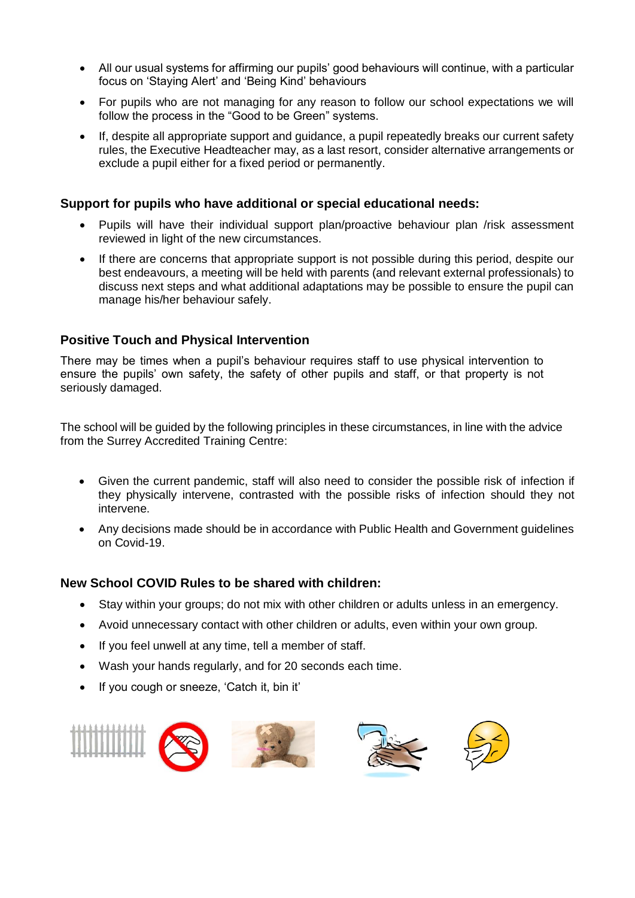- All our usual systems for affirming our pupils' good behaviours will continue, with a particular focus on 'Staying Alert' and 'Being Kind' behaviours
- For pupils who are not managing for any reason to follow our school expectations we will follow the process in the "Good to be Green" systems.
- If, despite all appropriate support and guidance, a pupil repeatedly breaks our current safety rules, the Executive Headteacher may, as a last resort, consider alternative arrangements or exclude a pupil either for a fixed period or permanently.

### Support for pupils who have additional or special educational needs:

- Pupils will have their individual support plan/proactive behaviour plan /risk assessment reviewed in light of the new circumstances.
- If there are concerns that appropriate support is not possible during this period, despite our best endeavours, a meeting will be held with parents (and relevant external professionals) to discuss next steps and what additional adaptations may be possible to ensure the pupil can manage his/her behaviour safely.

### Positive Touch and Physical Intervention

There may be times when a pupil's behaviour requires staff to use physical intervention to ensure the pupils' own safety, the safety of other pupils and staff, or that property is not seriously damaged.

The school will be guided by the following principles in these circumstances, in line with the advice from the Surrey Accredited Training Centre:

- Given the current pandemic, staff will also need to consider the possible risk of infection if they physically intervene, contrasted with the possible risks of infection should they not intervene.
- Any decisions made should be in accordance with Public Health and Government guidelines on Covid-19.

### New School COVID Rules to be shared with children:

- Stay within your groups; do not mix with other children or adults unless in an emergency.
- Avoid unnecessary contact with other children or adults, even within your own group.
- If you feel unwell at any time, tell a member of staff.
- Wash your hands regularly, and for 20 seconds each time.
- If you cough or sneeze, 'Catch it, bin it'